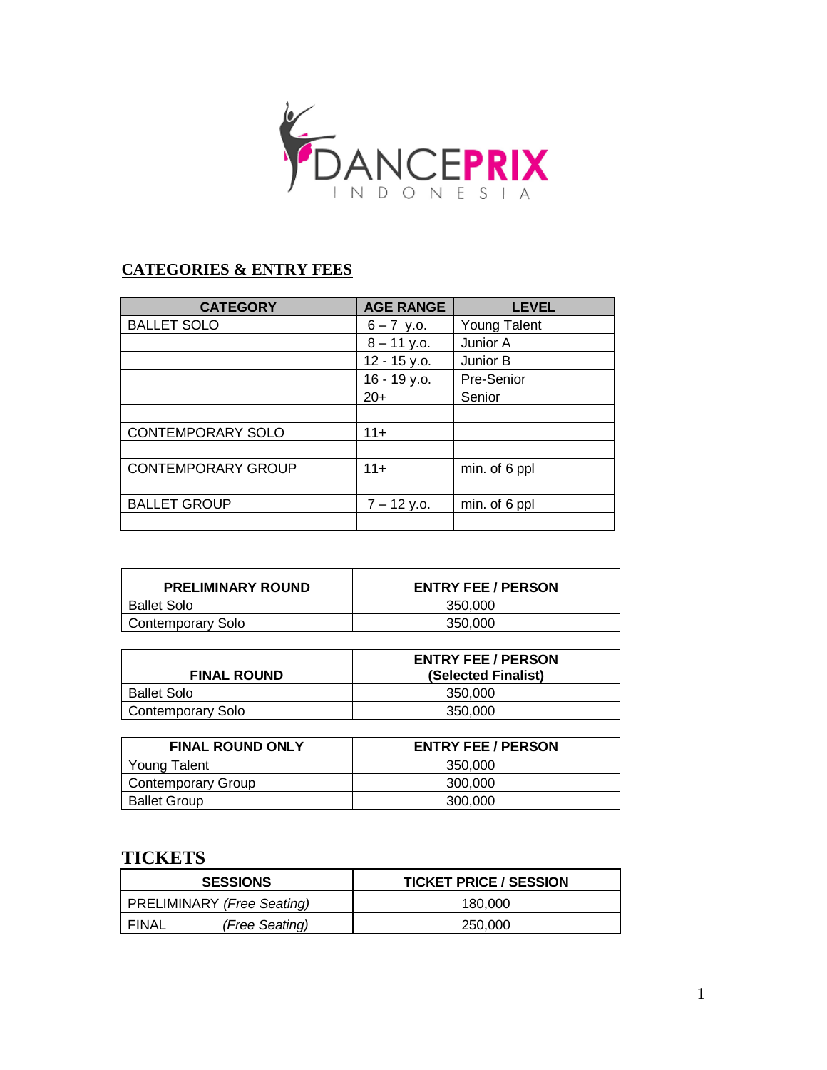DANCEPRIX INDONESIA

## CATEGORIES & ENTRY FEES

| CATEGORY | AGE RANGE | LEVEL |
|---|---|---|
| BALLET SOLO | 6 – 7 y.o. | Young Talent |
| | 8 – 11 y.o. | Junior A |
| | 12 - 15 y.o. | Junior B |
| | 16 - 19 y.o. | Pre-Senior |
| | 20+ | Senior |
| | | |
| CONTEMPORARY SOLO | 11+ | |
| | | |
| CONTEMPORARY GROUP | 11+ | min. of 6 ppl |
| | | |
| BALLET GROUP | 7 – 12 y.o. | min. of 6 ppl |
| | | |

| PRELIMINARY ROUND | ENTRY FEE / PERSON |
|---|---|
| Ballet Solo | 350,000 |
| Contemporary Solo | 350,000 |

| FINAL ROUND | ENTRY FEE / PERSON (Selected Finalist) |
|---|---|
| Ballet Solo | 350,000 |
| Contemporary Solo | 350,000 |

| FINAL ROUND ONLY | ENTRY FEE / PERSON |
|---|---|
| Young Talent | 350,000 |
| Contemporary Group | 300,000 |
| Ballet Group | 300,000 |

## TICKETS

| SESSIONS | TICKET PRICE / SESSION |
|---|---|
| PRELIMINARY *(Free Seating)* | 180,000 |
| FINAL *(Free Seating)* | 250,000 |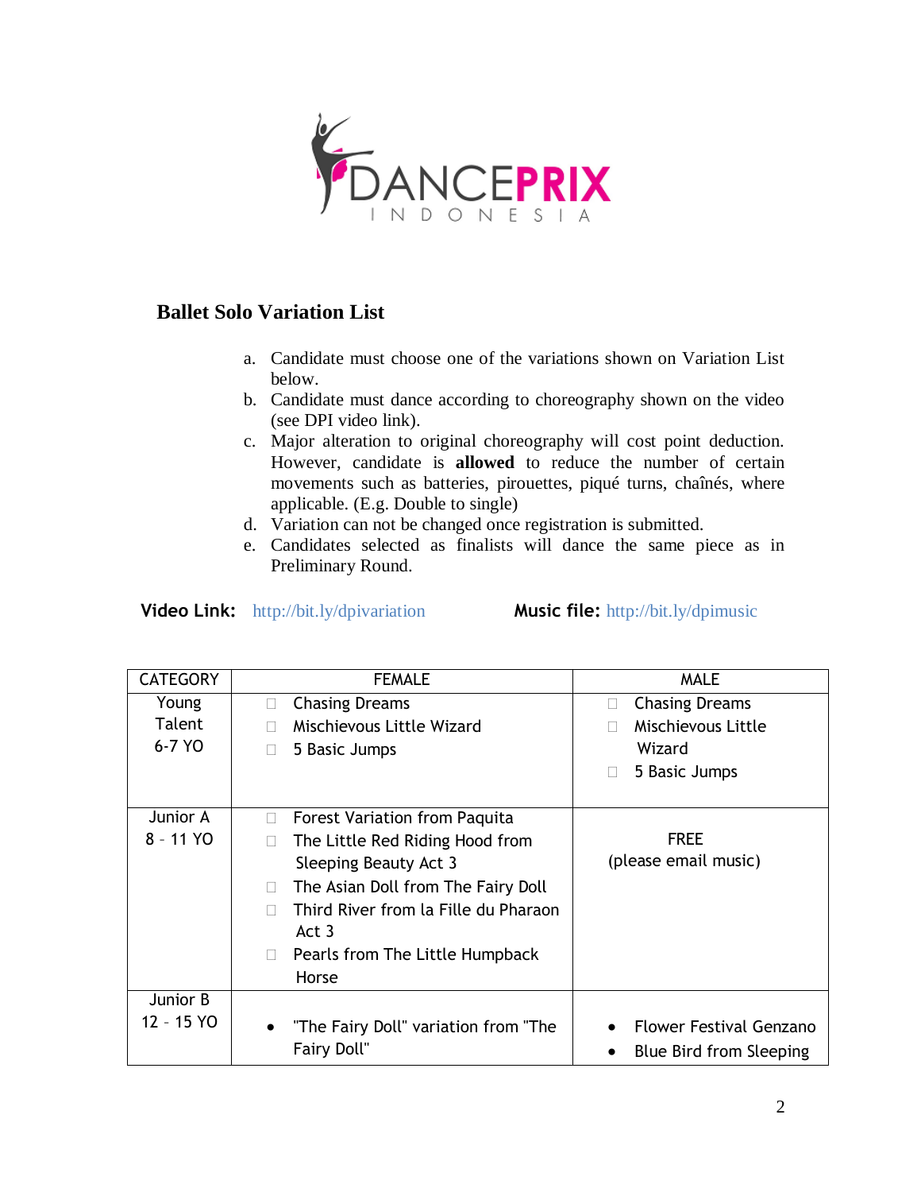## Ballet Solo Variation List

a. Candidate must choose one of the variations shown on Variation List below.
b. Candidate must dance according to choreography shown on the video (see DPI video link).
c. Major alteration to original choreography will cost point deduction. However, candidate is **allowed** to reduce the number of certain movements such as batteries, pirouettes, piqué turns, chaînés, where applicable. (E.g. Double to single)
d. Variation can not be changed once registration is submitted.
e. Candidates selected as finalists will dance the same piece as in Preliminary Round.

**Video Link:** http://bit.ly/dpivariation **Music file:** http://bit.ly/dpimusic

| CATEGORY | FEMALE | MALE |
|---|---|---|
| Young Talent 6-7 YO | Chasing Dreams<br>Mischievous Little Wizard<br>5 Basic Jumps | Chasing Dreams<br>Mischievous Little Wizard<br>5 Basic Jumps |
| Junior A 8 - 11 YO | Forest Variation from Paquita<br>The Little Red Riding Hood from Sleeping Beauty Act 3<br>The Asian Doll from The Fairy Doll<br>Third River from la Fille du Pharaon Act 3<br>Pearls from The Little Humpback Horse | FREE (please email music) |
| Junior B 12 - 15 YO | • "The Fairy Doll" variation from "The Fairy Doll" | • Flower Festival Genzano<br>• Blue Bird from Sleeping |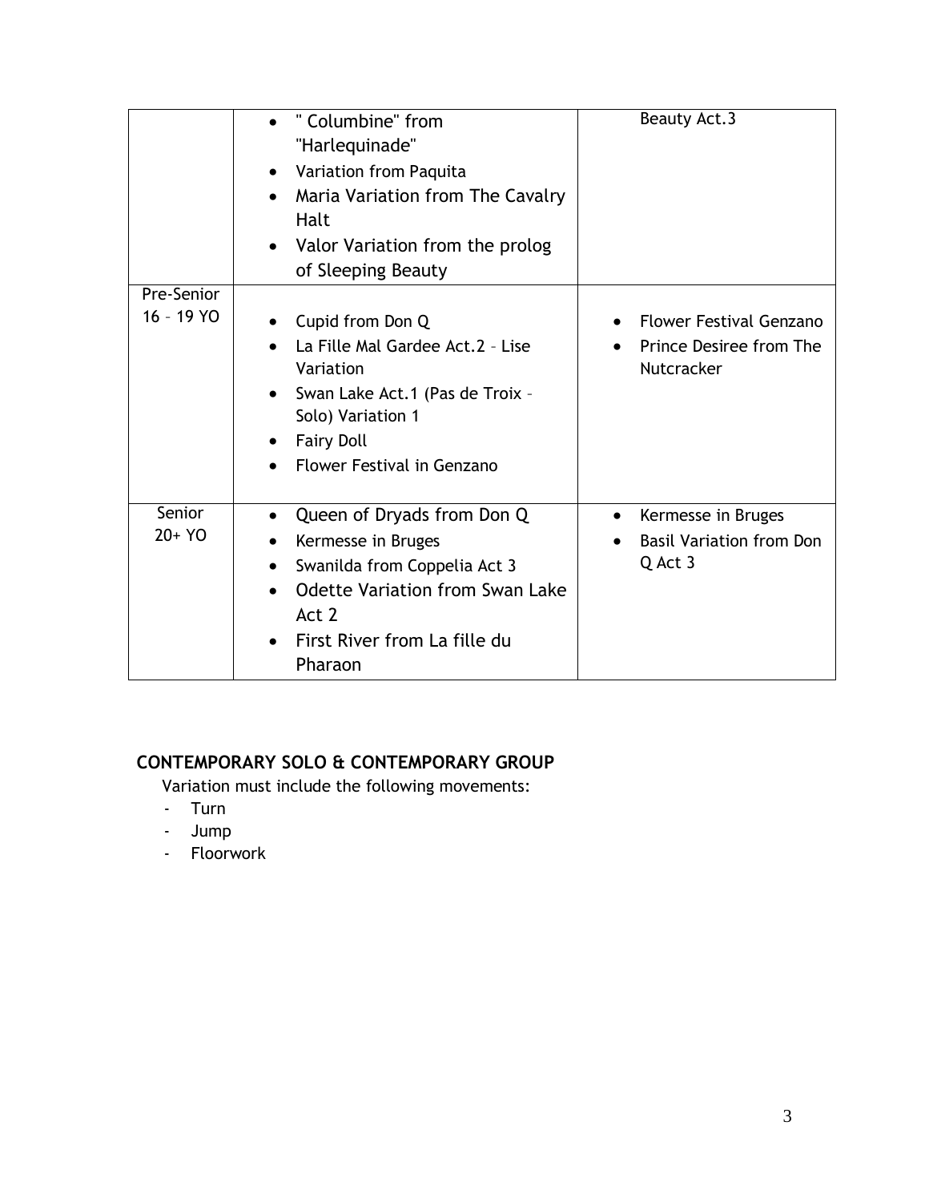| | | |
|---|---|---|
| | • " Columbine" from "Harlequinade"<br>• Variation from Paquita<br>• Maria Variation from The Cavalry Halt<br>• Valor Variation from the prolog of Sleeping Beauty | Beauty Act.3 |
| Pre-Senior 16 – 19 YO | • Cupid from Don Q<br>• La Fille Mal Gardee Act.2 – Lise Variation<br>• Swan Lake Act.1 (Pas de Troix – Solo) Variation 1<br>• Fairy Doll<br>• Flower Festival in Genzano | • Flower Festival Genzano<br>• Prince Desiree from The Nutcracker |
| Senior 20+ YO | • Queen of Dryads from Don Q<br>• Kermesse in Bruges<br>• Swanilda from Coppelia Act 3<br>• Odette Variation from Swan Lake Act 2<br>• First River from La fille du Pharaon | • Kermesse in Bruges<br>• Basil Variation from Don Q Act 3 |

**CONTEMPORARY SOLO & CONTEMPORARY GROUP**

Variation must include the following movements:

- Turn
- Jump
- Floorwork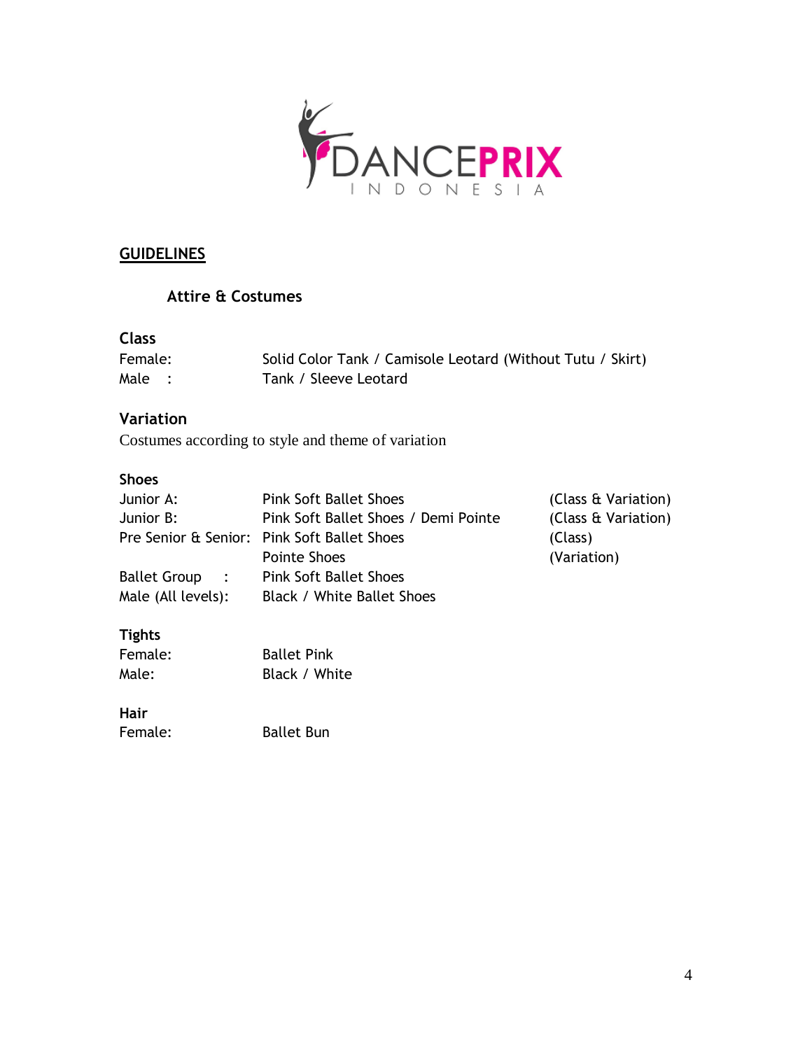DANCEPRIX INDONESIA

## GUIDELINES

### Attire & Costumes

**Class**

| | |
|---|---|
| Female: | Solid Color Tank / Camisole Leotard (Without Tutu / Skirt) |
| Male : | Tank / Sleeve Leotard |

**Variation**

Costumes according to style and theme of variation

**Shoes**

| | | |
|---|---|---|
| Junior A: | Pink Soft Ballet Shoes | (Class & Variation) |
| Junior B: | Pink Soft Ballet Shoes / Demi Pointe | (Class & Variation) |
| Pre Senior & Senior: | Pink Soft Ballet Shoes | (Class) |
| | Pointe Shoes | (Variation) |
| Ballet Group : | Pink Soft Ballet Shoes | |
| Male (All levels): | Black / White Ballet Shoes | |

**Tights**

| | |
|---|---|
| Female: | Ballet Pink |
| Male: | Black / White |

**Hair**

| | |
|---|---|
| Female: | Ballet Bun |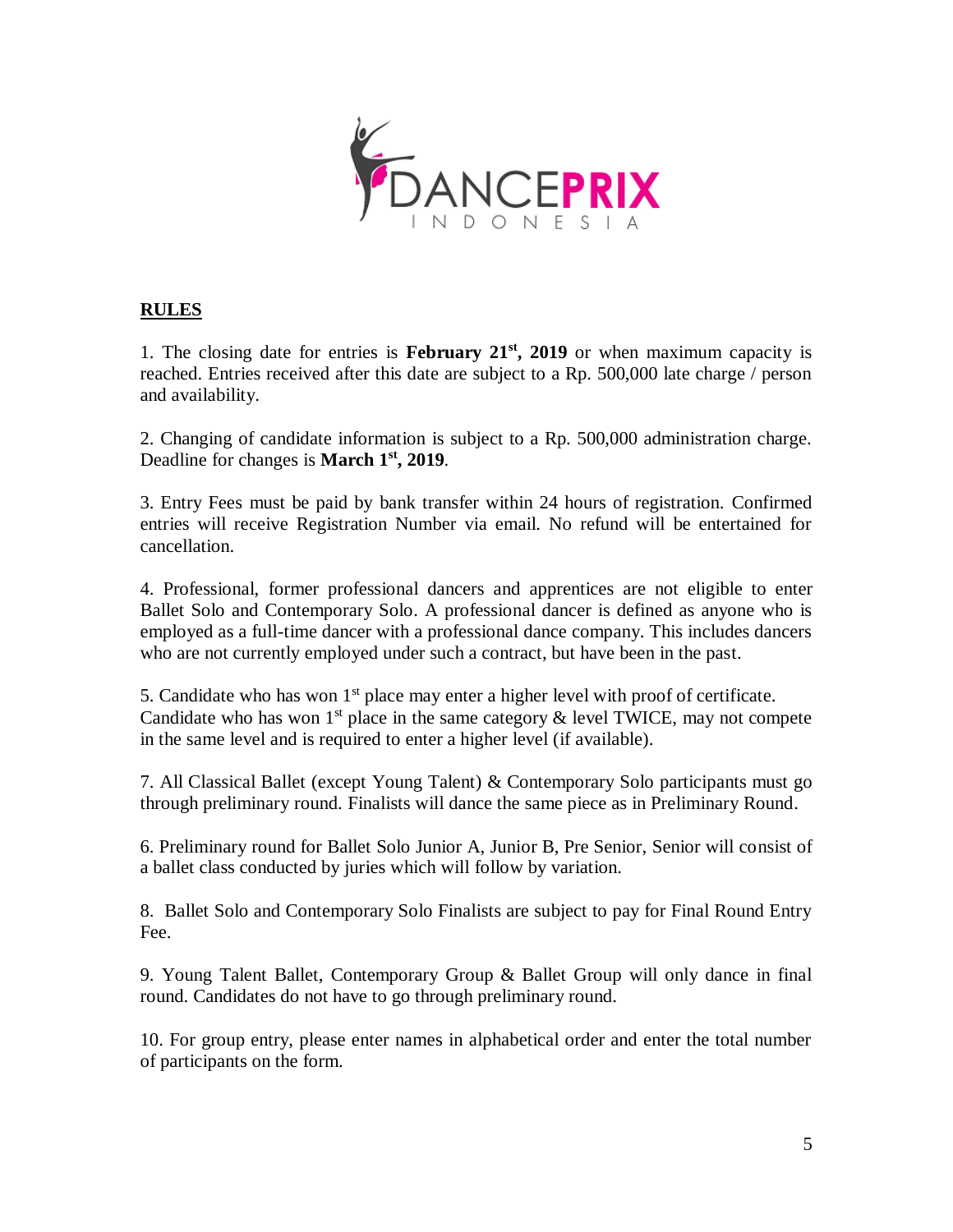**RULES**

1. The closing date for entries is **February 21st, 2019** or when maximum capacity is reached. Entries received after this date are subject to a Rp. 500,000 late charge / person and availability.

2. Changing of candidate information is subject to a Rp. 500,000 administration charge. Deadline for changes is **March 1st, 2019**.

3. Entry Fees must be paid by bank transfer within 24 hours of registration. Confirmed entries will receive Registration Number via email. No refund will be entertained for cancellation.

4. Professional, former professional dancers and apprentices are not eligible to enter Ballet Solo and Contemporary Solo. A professional dancer is defined as anyone who is employed as a full-time dancer with a professional dance company. This includes dancers who are not currently employed under such a contract, but have been in the past.

5. Candidate who has won 1st place may enter a higher level with proof of certificate. Candidate who has won 1st place in the same category & level TWICE, may not compete in the same level and is required to enter a higher level (if available).

7. All Classical Ballet (except Young Talent) & Contemporary Solo participants must go through preliminary round. Finalists will dance the same piece as in Preliminary Round.

6. Preliminary round for Ballet Solo Junior A, Junior B, Pre Senior, Senior will consist of a ballet class conducted by juries which will follow by variation.

8. Ballet Solo and Contemporary Solo Finalists are subject to pay for Final Round Entry Fee.

9. Young Talent Ballet, Contemporary Group & Ballet Group will only dance in final round. Candidates do not have to go through preliminary round.

10. For group entry, please enter names in alphabetical order and enter the total number of participants on the form.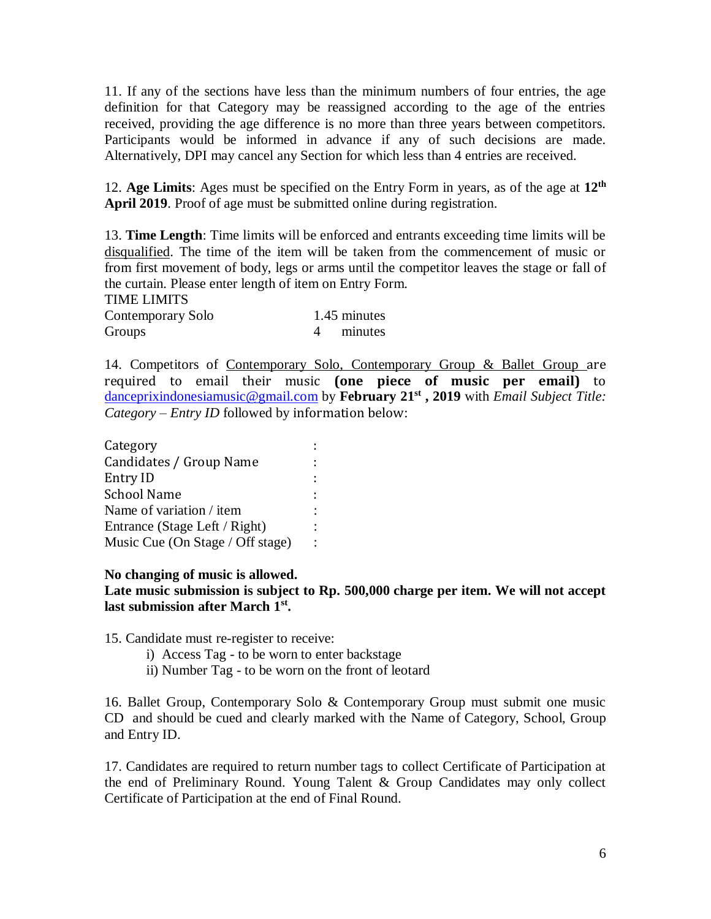11. If any of the sections have less than the minimum numbers of four entries, the age definition for that Category may be reassigned according to the age of the entries received, providing the age difference is no more than three years between competitors. Participants would be informed in advance if any of such decisions are made. Alternatively, DPI may cancel any Section for which less than 4 entries are received.

12. **Age Limits**: Ages must be specified on the Entry Form in years, as of the age at **12th April 2019**. Proof of age must be submitted online during registration.

13. **Time Length**: Time limits will be enforced and entrants exceeding time limits will be disqualified. The time of the item will be taken from the commencement of music or from first movement of body, legs or arms until the competitor leaves the stage or fall of the curtain. Please enter length of item on Entry Form.

TIME LIMITS

| | |
|---|---|
| Contemporary Solo | 1.45 minutes |
| Groups | 4 minutes |

14. Competitors of Contemporary Solo, Contemporary Group & Ballet Group are required to email their music **(one piece of music per email)** to danceprixindonesiamusic@gmail.com by **February 21st , 2019** with *Email Subject Title: Category – Entry ID* followed by information below:

| | |
|---|---|
| Category | : |
| Candidates / Group Name | : |
| Entry ID | : |
| School Name | : |
| Name of variation / item | : |
| Entrance (Stage Left / Right) | : |
| Music Cue (On Stage / Off stage) | : |

**No changing of music is allowed.**

**Late music submission is subject to Rp. 500,000 charge per item. We will not accept last submission after March 1st.**

15. Candidate must re-register to receive:

i) Access Tag - to be worn to enter backstage

ii) Number Tag - to be worn on the front of leotard

16. Ballet Group, Contemporary Solo & Contemporary Group must submit one music CD and should be cued and clearly marked with the Name of Category, School, Group and Entry ID.

17. Candidates are required to return number tags to collect Certificate of Participation at the end of Preliminary Round. Young Talent & Group Candidates may only collect Certificate of Participation at the end of Final Round.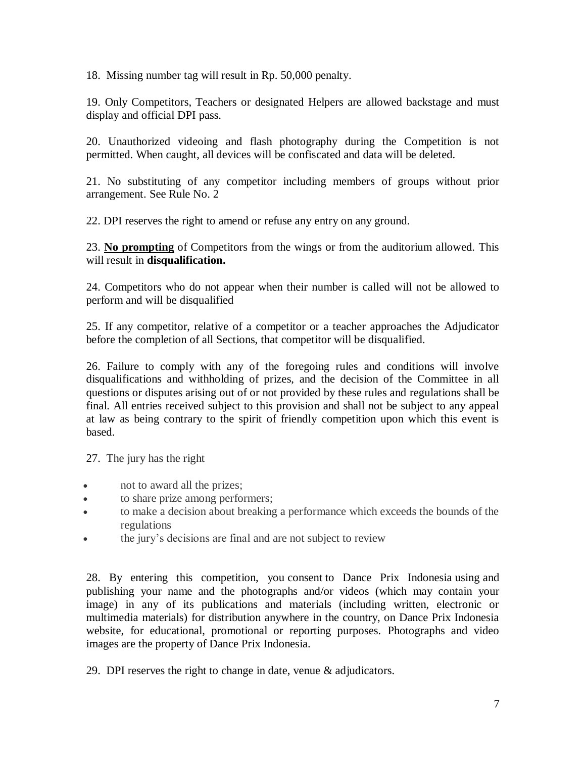18. Missing number tag will result in Rp. 50,000 penalty.

19. Only Competitors, Teachers or designated Helpers are allowed backstage and must display and official DPI pass.

20. Unauthorized videoing and flash photography during the Competition is not permitted. When caught, all devices will be confiscated and data will be deleted.

21. No substituting of any competitor including members of groups without prior arrangement. See Rule No. 2

22. DPI reserves the right to amend or refuse any entry on any ground.

23. **<u>No prompting</u>** of Competitors from the wings or from the auditorium allowed. This will result in **disqualification.**

24. Competitors who do not appear when their number is called will not be allowed to perform and will be disqualified

25. If any competitor, relative of a competitor or a teacher approaches the Adjudicator before the completion of all Sections, that competitor will be disqualified.

26. Failure to comply with any of the foregoing rules and conditions will involve disqualifications and withholding of prizes, and the decision of the Committee in all questions or disputes arising out of or not provided by these rules and regulations shall be final. All entries received subject to this provision and shall not be subject to any appeal at law as being contrary to the spirit of friendly competition upon which this event is based.

27. The jury has the right

- not to award all the prizes;
- to share prize among performers;
- to make a decision about breaking a performance which exceeds the bounds of the regulations
- the jury's decisions are final and are not subject to review

28. By entering this competition, you consent to Dance Prix Indonesia using and publishing your name and the photographs and/or videos (which may contain your image) in any of its publications and materials (including written, electronic or multimedia materials) for distribution anywhere in the country, on Dance Prix Indonesia website, for educational, promotional or reporting purposes. Photographs and video images are the property of Dance Prix Indonesia.

29. DPI reserves the right to change in date, venue & adjudicators.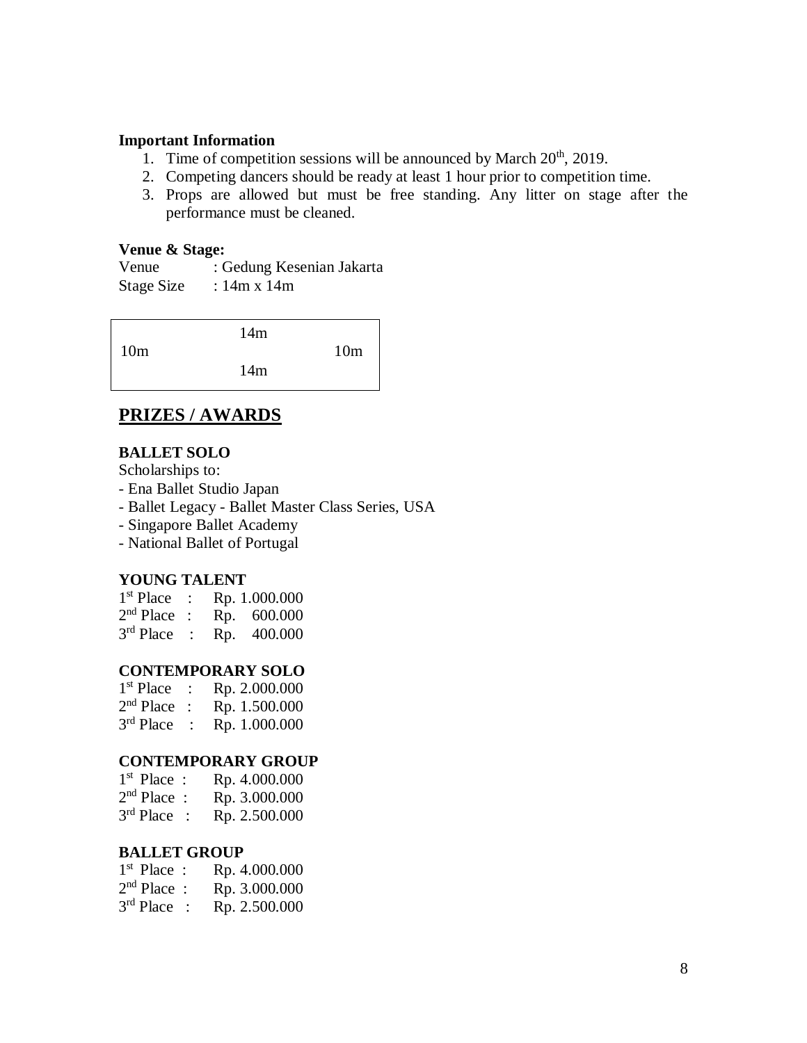**Important Information**

1. Time of competition sessions will be announced by March 20th, 2019.
2. Competing dancers should be ready at least 1 hour prior to competition time.
3. Props are allowed but must be free standing. Any litter on stage after the performance must be cleaned.

**Venue & Stage:**

Venue : Gedung Kesenian Jakarta
Stage Size : 14m x 14m

| | 14m | |
|---|---|---|
| 10m | | 10m |
| | 14m | |

## PRIZES / AWARDS

**BALLET SOLO**

Scholarships to:
- Ena Ballet Studio Japan
- Ballet Legacy - Ballet Master Class Series, USA
- Singapore Ballet Academy
- National Ballet of Portugal

**YOUNG TALENT**

1st Place : Rp. 1.000.000
2nd Place : Rp. 600.000
3rd Place : Rp. 400.000

**CONTEMPORARY SOLO**

1st Place : Rp. 2.000.000
2nd Place : Rp. 1.500.000
3rd Place : Rp. 1.000.000

**CONTEMPORARY GROUP**

1st Place : Rp. 4.000.000
2nd Place : Rp. 3.000.000
3rd Place : Rp. 2.500.000

**BALLET GROUP**

1st Place : Rp. 4.000.000
2nd Place : Rp. 3.000.000
3rd Place : Rp. 2.500.000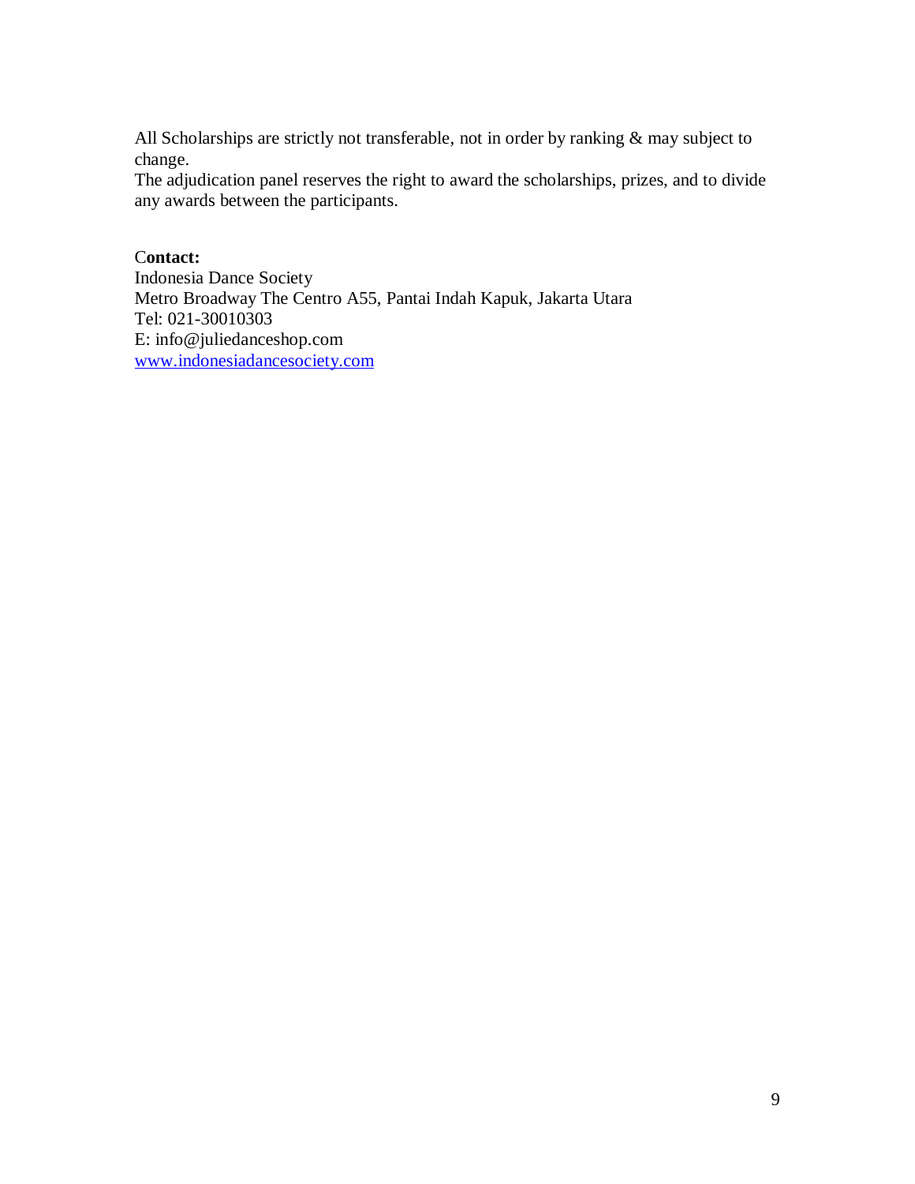All Scholarships are strictly not transferable, not in order by ranking & may subject to change.
The adjudication panel reserves the right to award the scholarships, prizes, and to divide any awards between the participants.

C**ontact:**
Indonesia Dance Society
Metro Broadway The Centro A55, Pantai Indah Kapuk, Jakarta Utara
Tel: 021-30010303
E: info@juliedanceshop.com
[www.indonesiadancesociety.com](http://www.indonesiadancesociety.com)